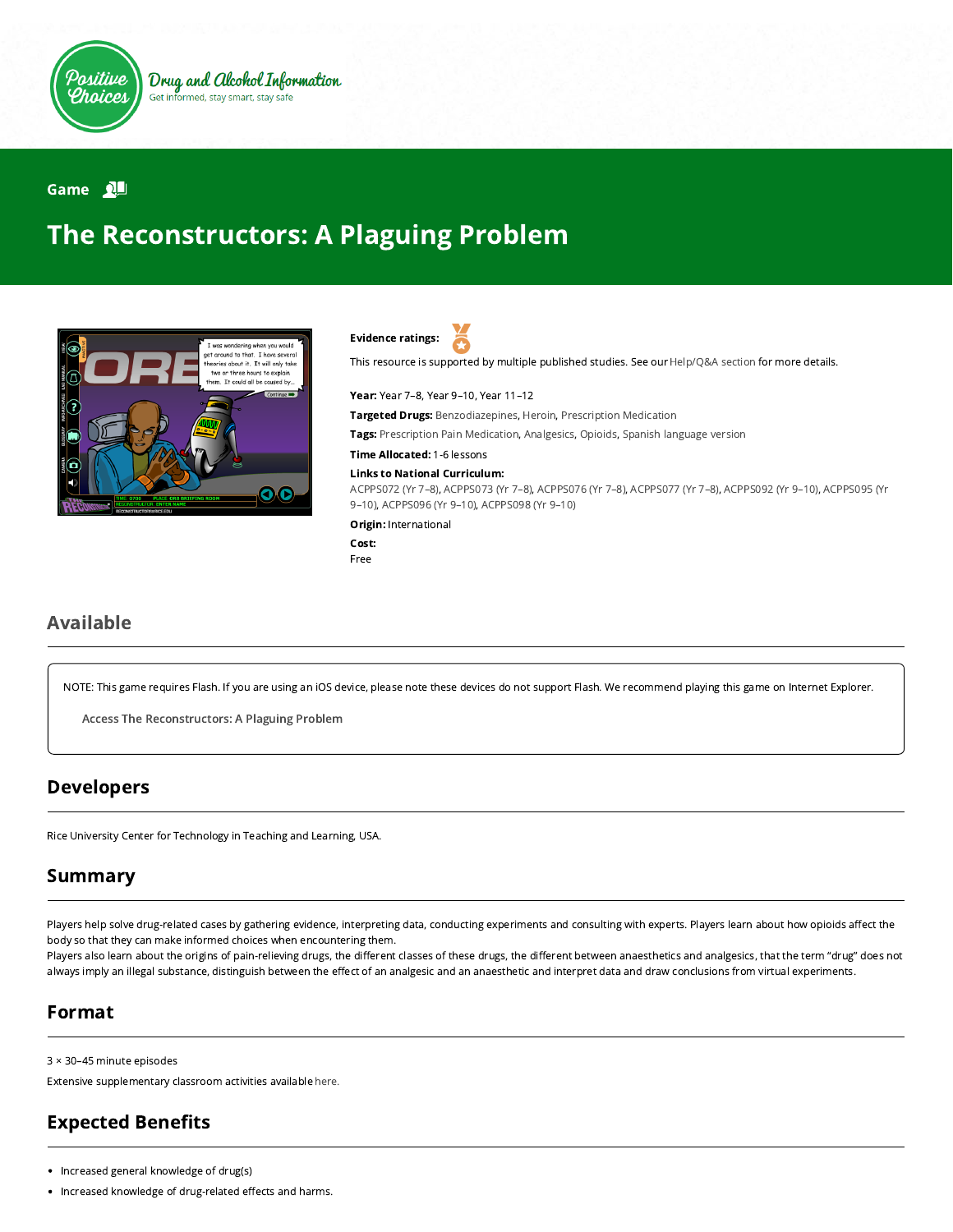Positive Choices — Drug and Alcohol Information — Get informed, stay smart, stay safe

Game

# The Reconstructors: A Plaguing Problem

**Evidence ratings:**

This resource is supported by multiple published studies. See our Help/Q&A section for more details.

**Year:** Year 7–8, Year 9–10, Year 11–12

**Targeted Drugs:** Benzodiazepines, Heroin, Prescription Medication

**Tags:** Prescription Pain Medication, Analgesics, Opioids, Spanish language version

**Time Allocated:** 1-6 lessons

**Links to National Curriculum:**

ACPPS072 (Yr 7–8), ACPPS073 (Yr 7–8), ACPPS076 (Yr 7–8), ACPPS077 (Yr 7–8), ACPPS092 (Yr 9–10), ACPPS095 (Yr 9–10), ACPPS096 (Yr 9–10), ACPPS098 (Yr 9–10)

**Origin:** International

**Cost:**

Free

## Available

NOTE: This game requires Flash. If you are using an iOS device, please note these devices do not support Flash. We recommend playing this game on Internet Explorer.

Access The Reconstructors: A Plaguing Problem

## Developers

Rice University Center for Technology in Teaching and Learning, USA.

## Summary

Players help solve drug-related cases by gathering evidence, interpreting data, conducting experiments and consulting with experts. Players learn about how opioids affect the body so that they can make informed choices when encountering them.

Players also learn about the origins of pain-relieving drugs, the different classes of these drugs, the different between anaesthetics and analgesics, that the term "drug" does not always imply an illegal substance, distinguish between the effect of an analgesic and an anaesthetic and interpret data and draw conclusions from virtual experiments.

## Format

3 × 30–45 minute episodes

Extensive supplementary classroom activities available here.

## Expected Benefits

- Increased general knowledge of drug(s)
- Increased knowledge of drug-related effects and harms.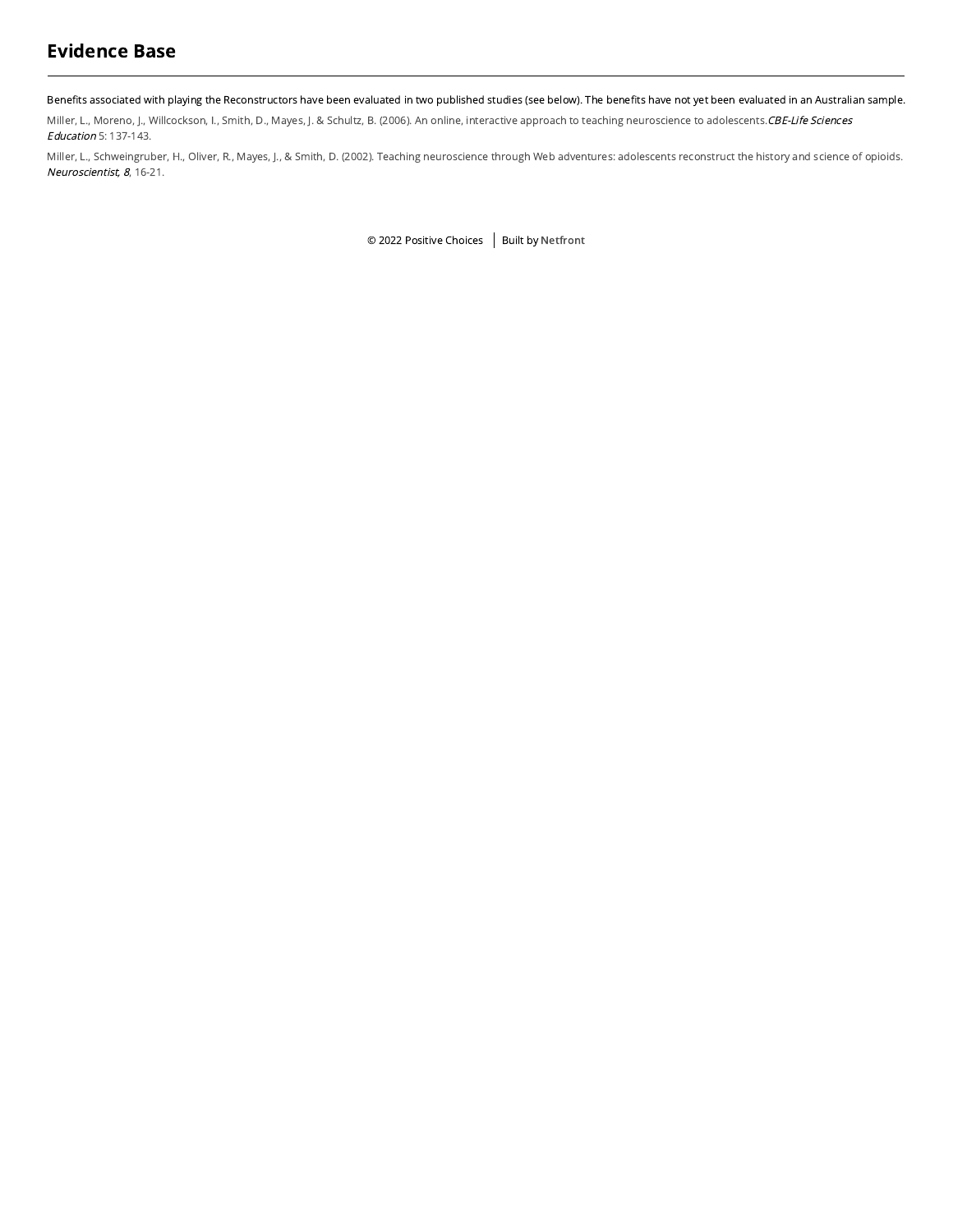## Evidence Base

Benefits associated with playing the Reconstructors have been evaluated in two published studies (see below). The benefits have not yet been evaluated in an Australian sample.

Miller, L., Moreno, J., Willcockson, I., Smith, D., Mayes, J. & Schultz, B. (2006). An online, interactive approach to teaching neuroscience to adolescents.*CBE-Life Sciences Education* 5: 137-143.

Miller, L., Schweingruber, H., Oliver, R., Mayes, J., & Smith, D. (2002). Teaching neuroscience through Web adventures: adolescents reconstruct the history and science of opioids. *Neuroscientist, 8*, 16-21.

© 2022 Positive Choices | Built by **Netfront**